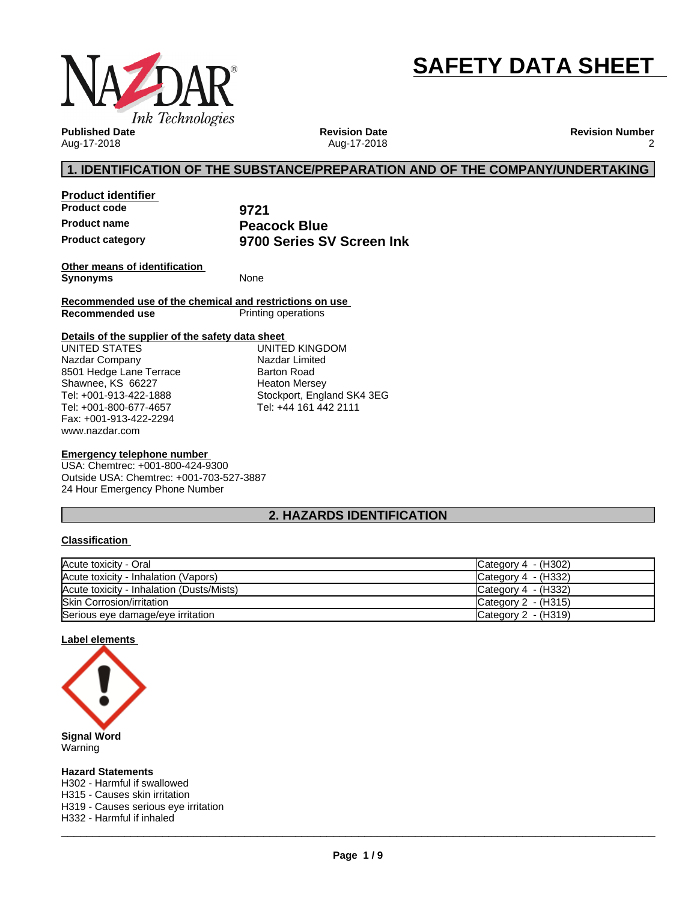# SAFETY DATA SHEET

**Published Date**
Aug-17-2018

**Revision Date**
Aug-17-2018

**Revision Number**
2

## 1. IDENTIFICATION OF THE SUBSTANCE/PREPARATION AND OF THE COMPANY/UNDERTAKING

### Product identifier

| | |
|---|---|
| **Product code** | **9721** |
| **Product name** | **Peacock Blue** |
| **Product category** | **9700 Series SV Screen Ink** |

### Other means of identification

**Synonyms** None

### Recommended use of the chemical and restrictions on use

**Recommended use** Printing operations

### Details of the supplier of the safety data sheet

UNITED STATES
Nazdar Company
8501 Hedge Lane Terrace
Shawnee, KS 66227
Tel: +001-913-422-1888
Tel: +001-800-677-4657
Fax: +001-913-422-2294
www.nazdar.com

UNITED KINGDOM
Nazdar Limited
Barton Road
Heaton Mersey
Stockport, England SK4 3EG
Tel: +44 161 442 2111

### Emergency telephone number

USA: Chemtrec: +001-800-424-9300
Outside USA: Chemtrec: +001-703-527-3887
24 Hour Emergency Phone Number

## 2. HAZARDS IDENTIFICATION

### Classification

| | |
|---|---|
| Acute toxicity - Oral | Category 4 - (H302) |
| Acute toxicity - Inhalation (Vapors) | Category 4 - (H332) |
| Acute toxicity - Inhalation (Dusts/Mists) | Category 4 - (H332) |
| Skin Corrosion/irritation | Category 2 - (H315) |
| Serious eye damage/eye irritation | Category 2 - (H319) |

### Label elements

**Signal Word**
Warning

**Hazard Statements**
H302 - Harmful if swallowed
H315 - Causes skin irritation
H319 - Causes serious eye irritation
H332 - Harmful if inhaled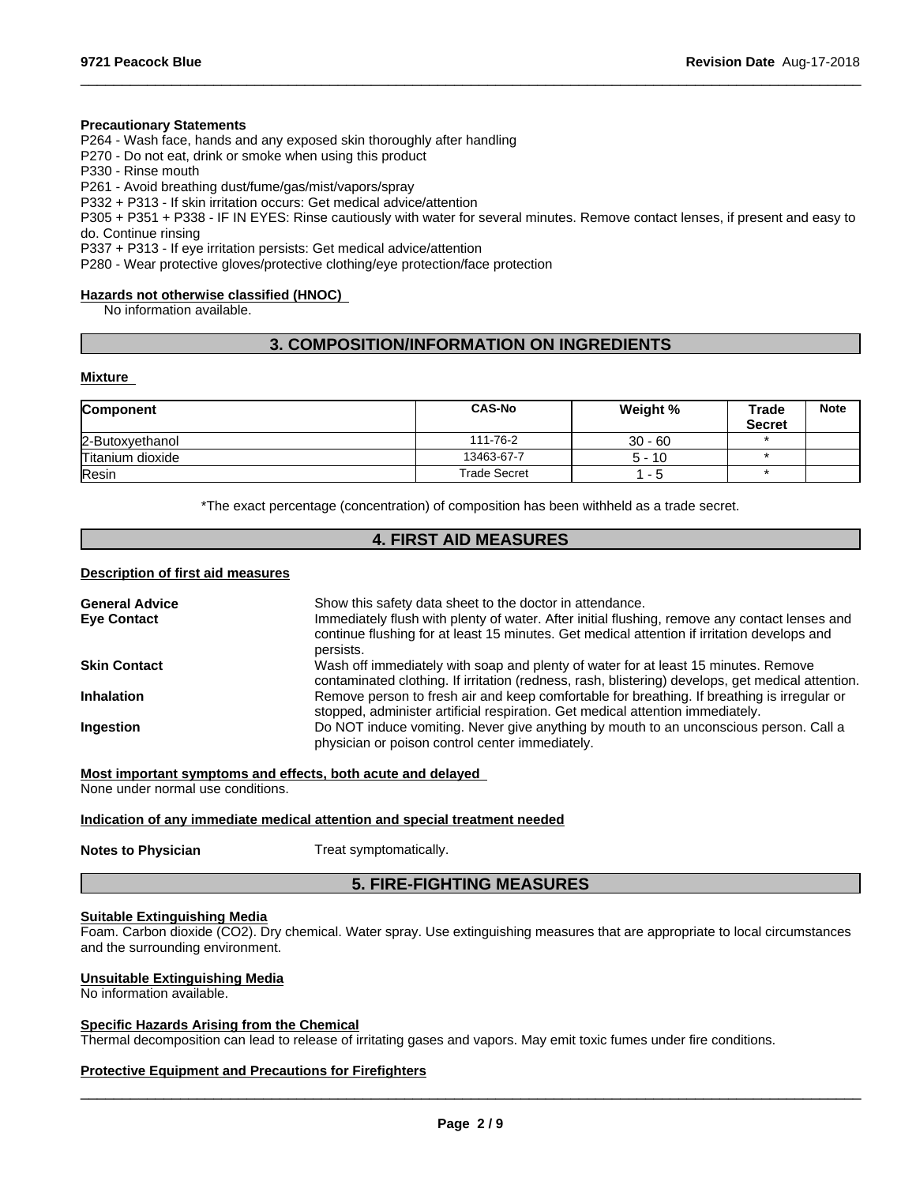**Precautionary Statements**

P264 - Wash face, hands and any exposed skin thoroughly after handling
P270 - Do not eat, drink or smoke when using this product
P330 - Rinse mouth
P261 - Avoid breathing dust/fume/gas/mist/vapors/spray
P332 + P313 - If skin irritation occurs: Get medical advice/attention
P305 + P351 + P338 - IF IN EYES: Rinse cautiously with water for several minutes. Remove contact lenses, if present and easy to do. Continue rinsing
P337 + P313 - If eye irritation persists: Get medical advice/attention
P280 - Wear protective gloves/protective clothing/eye protection/face protection

**Hazards not otherwise classified (HNOC)**

No information available.

## 3. COMPOSITION/INFORMATION ON INGREDIENTS

**Mixture**

| Component | CAS-No | Weight % | Trade Secret | Note |
|---|---|---|---|---|
| 2-Butoxyethanol | 111-76-2 | 30 - 60 | * | |
| Titanium dioxide | 13463-67-7 | 5 - 10 | * | |
| Resin | Trade Secret | 1 - 5 | * | |

*The exact percentage (concentration) of composition has been withheld as a trade secret.

## 4. FIRST AID MEASURES

**Description of first aid measures**

**General Advice**: Show this safety data sheet to the doctor in attendance.

**Eye Contact**: Immediately flush with plenty of water. After initial flushing, remove any contact lenses and continue flushing for at least 15 minutes. Get medical attention if irritation develops and persists.

**Skin Contact**: Wash off immediately with soap and plenty of water for at least 15 minutes. Remove contaminated clothing. If irritation (redness, rash, blistering) develops, get medical attention.

**Inhalation**: Remove person to fresh air and keep comfortable for breathing. If breathing is irregular or stopped, administer artificial respiration. Get medical attention immediately.

**Ingestion**: Do NOT induce vomiting. Never give anything by mouth to an unconscious person. Call a physician or poison control center immediately.

**Most important symptoms and effects, both acute and delayed**

None under normal use conditions.

**Indication of any immediate medical attention and special treatment needed**

**Notes to Physician**: Treat symptomatically.

## 5. FIRE-FIGHTING MEASURES

**Suitable Extinguishing Media**

Foam. Carbon dioxide ($CO_2$). Dry chemical. Water spray. Use extinguishing measures that are appropriate to local circumstances and the surrounding environment.

**Unsuitable Extinguishing Media**

No information available.

**Specific Hazards Arising from the Chemical**

Thermal decomposition can lead to release of irritating gases and vapors. May emit toxic fumes under fire conditions.

**Protective Equipment and Precautions for Firefighters**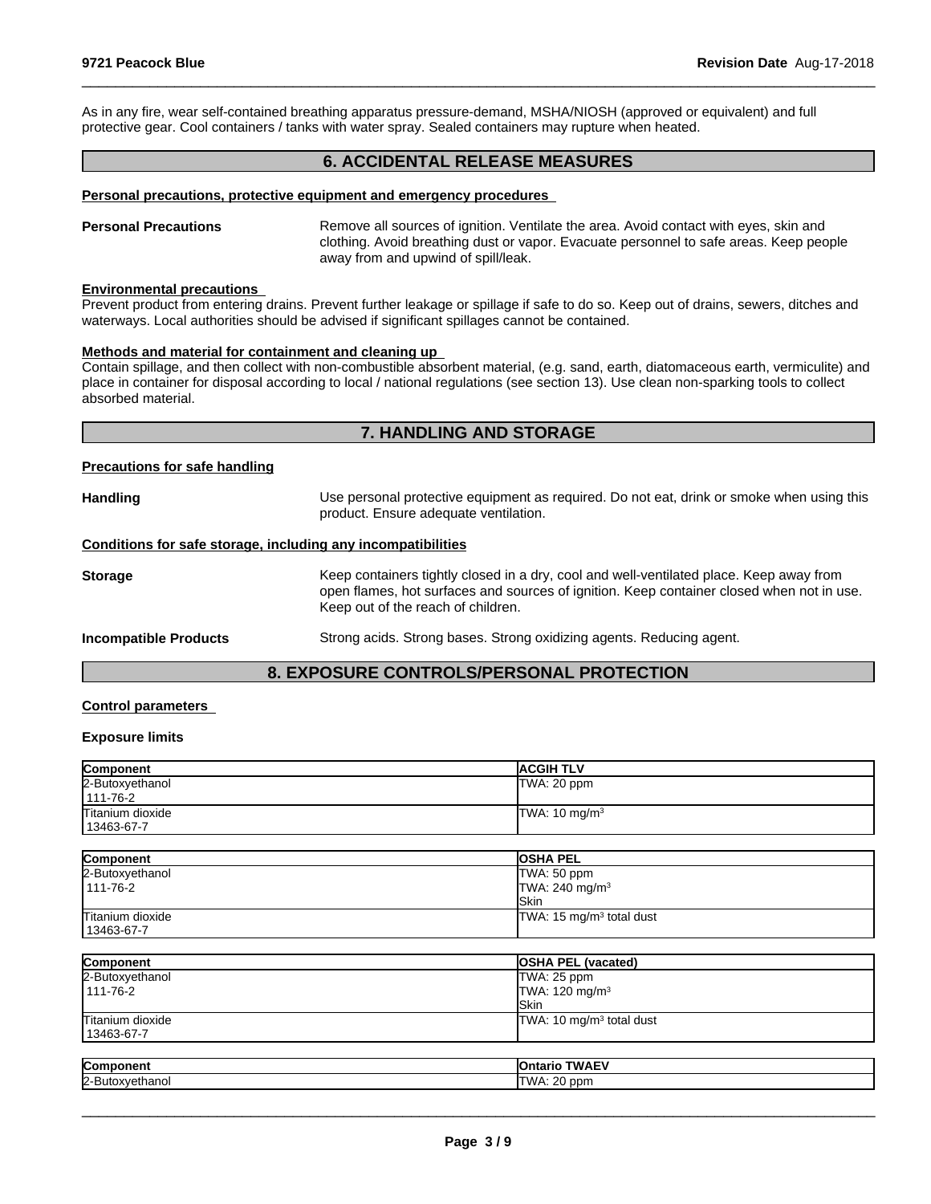As in any fire, wear self-contained breathing apparatus pressure-demand, MSHA/NIOSH (approved or equivalent) and full protective gear. Cool containers / tanks with water spray. Sealed containers may rupture when heated.

## 6. ACCIDENTAL RELEASE MEASURES

**Personal precautions, protective equipment and emergency procedures**

**Personal Precautions** Remove all sources of ignition. Ventilate the area. Avoid contact with eyes, skin and clothing. Avoid breathing dust or vapor. Evacuate personnel to safe areas. Keep people away from and upwind of spill/leak.

**Environmental precautions**

Prevent product from entering drains. Prevent further leakage or spillage if safe to do so. Keep out of drains, sewers, ditches and waterways. Local authorities should be advised if significant spillages cannot be contained.

**Methods and material for containment and cleaning up**

Contain spillage, and then collect with non-combustible absorbent material, (e.g. sand, earth, diatomaceous earth, vermiculite) and place in container for disposal according to local / national regulations (see section 13). Use clean non-sparking tools to collect absorbed material.

## 7. HANDLING AND STORAGE

**Precautions for safe handling**

**Handling** Use personal protective equipment as required. Do not eat, drink or smoke when using this product. Ensure adequate ventilation.

**Conditions for safe storage, including any incompatibilities**

**Storage** Keep containers tightly closed in a dry, cool and well-ventilated place. Keep away from open flames, hot surfaces and sources of ignition. Keep container closed when not in use. Keep out of the reach of children.

**Incompatible Products** Strong acids. Strong bases. Strong oxidizing agents. Reducing agent.

## 8. EXPOSURE CONTROLS/PERSONAL PROTECTION

**Control parameters**

**Exposure limits**

| Component | ACGIH TLV |
|---|---|
| 2-Butoxyethanol<br>111-76-2 | TWA: 20 ppm |
| Titanium dioxide<br>13463-67-7 | TWA: 10 mg/m$^3$ |

| Component | OSHA PEL |
|---|---|
| 2-Butoxyethanol<br>111-76-2 | TWA: 50 ppm<br>TWA: 240 mg/m$^3$<br>Skin |
| Titanium dioxide<br>13463-67-7 | TWA: 15 mg/m$^3$ total dust |

| Component | OSHA PEL (vacated) |
|---|---|
| 2-Butoxyethanol<br>111-76-2 | TWA: 25 ppm<br>TWA: 120 mg/m$^3$<br>Skin |
| Titanium dioxide<br>13463-67-7 | TWA: 10 mg/m$^3$ total dust |

| Component | Ontario TWAEV |
|---|---|
| 2-Butoxyethanol | TWA: 20 ppm |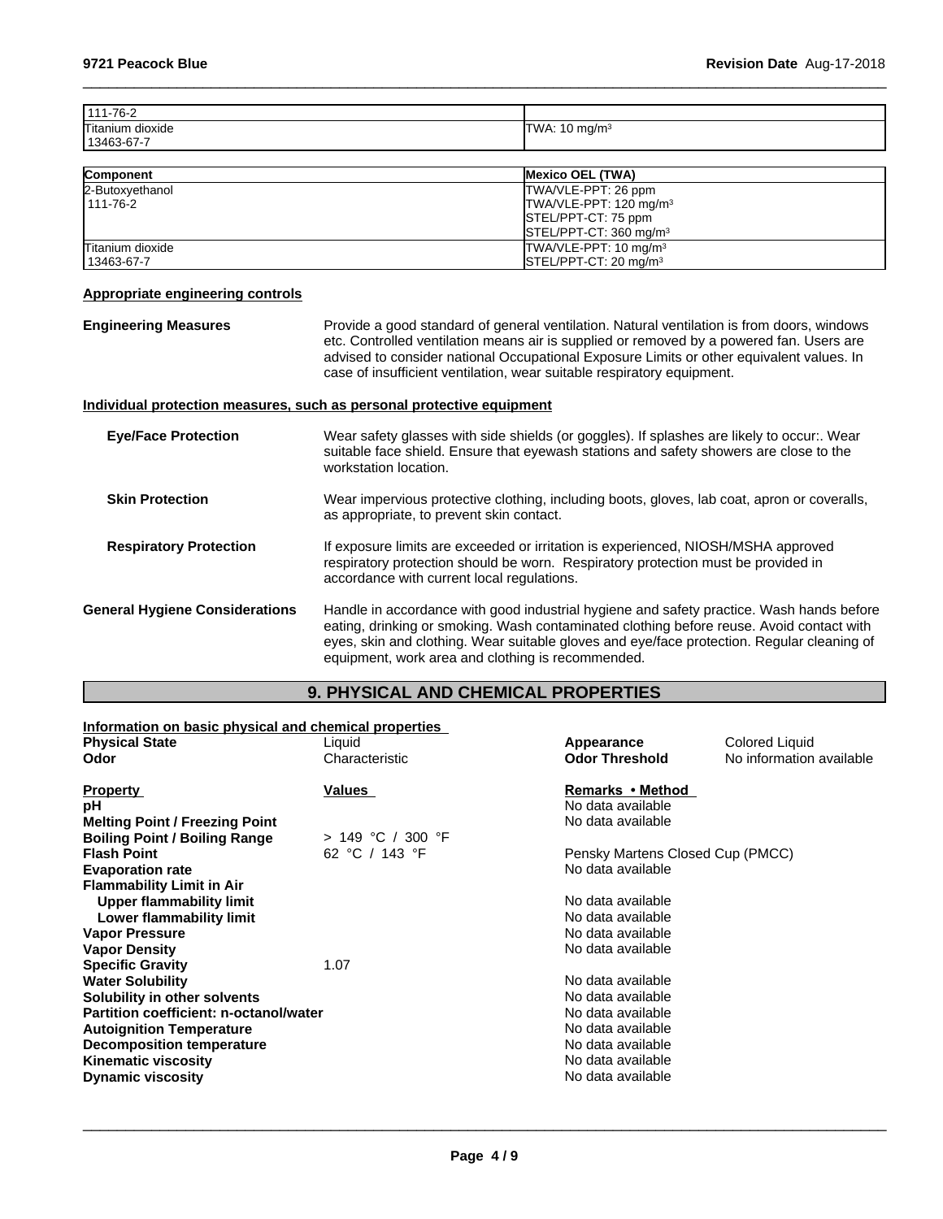| | |
|---|---|
| 111-76-2 | |
| Titanium dioxide<br>13463-67-7 | TWA: 10 mg/m³ |

| Component | Mexico OEL (TWA) |
|---|---|
| 2-Butoxyethanol<br>111-76-2 | TWA/VLE-PPT: 26 ppm<br>TWA/VLE-PPT: 120 mg/m³<br>STEL/PPT-CT: 75 ppm<br>STEL/PPT-CT: 360 mg/m³ |
| Titanium dioxide<br>13463-67-7 | TWA/VLE-PPT: 10 mg/m³<br>STEL/PPT-CT: 20 mg/m³ |

**Appropriate engineering controls**

**Engineering Measures** Provide a good standard of general ventilation. Natural ventilation is from doors, windows etc. Controlled ventilation means air is supplied or removed by a powered fan. Users are advised to consider national Occupational Exposure Limits or other equivalent values. In case of insufficient ventilation, wear suitable respiratory equipment.

**Individual protection measures, such as personal protective equipment**

**Eye/Face Protection** Wear safety glasses with side shields (or goggles). If splashes are likely to occur:. Wear suitable face shield. Ensure that eyewash stations and safety showers are close to the workstation location.

**Skin Protection** Wear impervious protective clothing, including boots, gloves, lab coat, apron or coveralls, as appropriate, to prevent skin contact.

**Respiratory Protection** If exposure limits are exceeded or irritation is experienced, NIOSH/MSHA approved respiratory protection should be worn. Respiratory protection must be provided in accordance with current local regulations.

**General Hygiene Considerations** Handle in accordance with good industrial hygiene and safety practice. Wash hands before eating, drinking or smoking. Wash contaminated clothing before reuse. Avoid contact with eyes, skin and clothing. Wear suitable gloves and eye/face protection. Regular cleaning of equipment, work area and clothing is recommended.

## 9. PHYSICAL AND CHEMICAL PROPERTIES

**Information on basic physical and chemical properties**

| | | | |
|---|---|---|---|
| **Physical State** | Liquid | **Appearance** | Colored Liquid |
| **Odor** | Characteristic | **Odor Threshold** | No information available |

| Property | Values | Remarks • Method |
|---|---|---|
| **pH** | | No data available |
| **Melting Point / Freezing Point** | | No data available |
| **Boiling Point / Boiling Range** | > 149 °C / 300 °F | |
| **Flash Point** | 62 °C / 143 °F | Pensky Martens Closed Cup (PMCC) |
| **Evaporation rate** | | No data available |
| **Flammability Limit in Air** | | |
| **Upper flammability limit** | | No data available |
| **Lower flammability limit** | | No data available |
| **Vapor Pressure** | | No data available |
| **Vapor Density** | | No data available |
| **Specific Gravity** | 1.07 | |
| **Water Solubility** | | No data available |
| **Solubility in other solvents** | | No data available |
| **Partition coefficient: n-octanol/water** | | No data available |
| **Autoignition Temperature** | | No data available |
| **Decomposition temperature** | | No data available |
| **Kinematic viscosity** | | No data available |
| **Dynamic viscosity** | | No data available |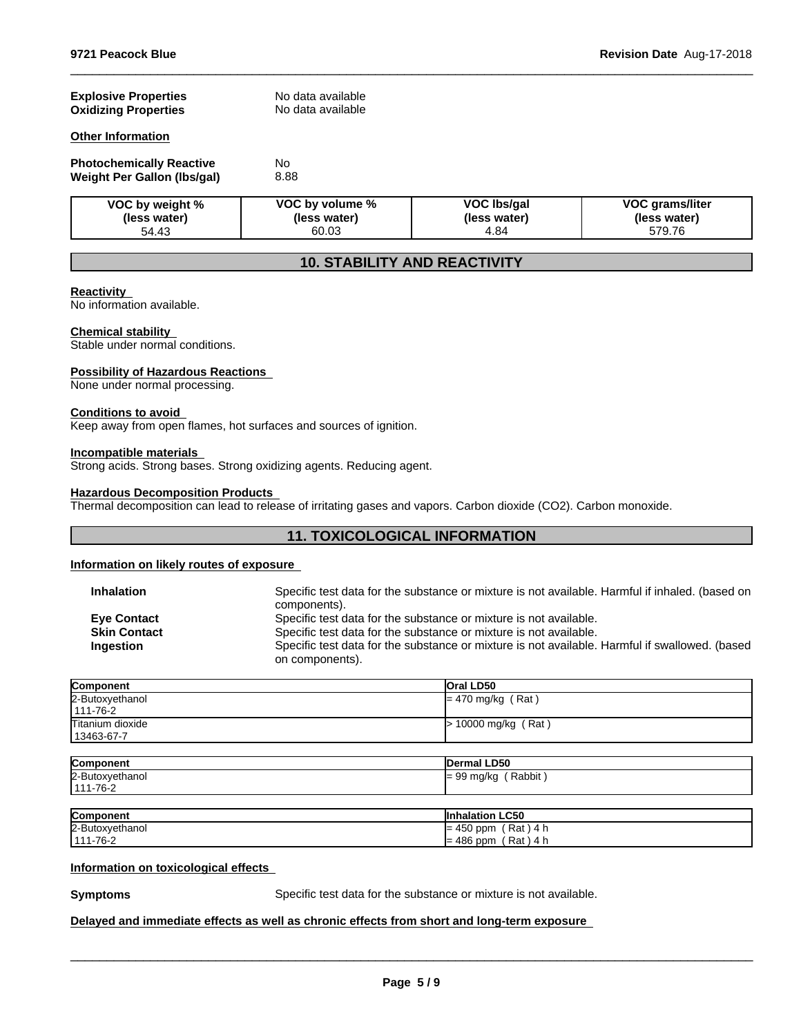| | |
|---|---|
| **Explosive Properties** | No data available |
| **Oxidizing Properties** | No data available |

**Other Information**

| | |
|---|---|
| **Photochemically Reactive** | No |
| **Weight Per Gallon (lbs/gal)** | 8.88 |

| VOC by weight % (less water) | VOC by volume % (less water) | VOC lbs/gal (less water) | VOC grams/liter (less water) |
|---|---|---|---|
| 54.43 | 60.03 | 4.84 | 579.76 |

## 10. STABILITY AND REACTIVITY

**Reactivity**
No information available.

**Chemical stability**
Stable under normal conditions.

**Possibility of Hazardous Reactions**
None under normal processing.

**Conditions to avoid**
Keep away from open flames, hot surfaces and sources of ignition.

**Incompatible materials**
Strong acids. Strong bases. Strong oxidizing agents. Reducing agent.

**Hazardous Decomposition Products**
Thermal decomposition can lead to release of irritating gases and vapors. Carbon dioxide ($CO_2$). Carbon monoxide.

## 11. TOXICOLOGICAL INFORMATION

**Information on likely routes of exposure**

| | |
|---|---|
| **Inhalation** | Specific test data for the substance or mixture is not available. Harmful if inhaled. (based on components). |
| **Eye Contact** | Specific test data for the substance or mixture is not available. |
| **Skin Contact** | Specific test data for the substance or mixture is not available. |
| **Ingestion** | Specific test data for the substance or mixture is not available. Harmful if swallowed. (based on components). |

| Component | Oral LD50 |
|---|---|
| 2-Butoxyethanol<br>111-76-2 | = 470 mg/kg ( Rat ) |
| Titanium dioxide<br>13463-67-7 | > 10000 mg/kg ( Rat ) |

| Component | Dermal LD50 |
|---|---|
| 2-Butoxyethanol<br>111-76-2 | = 99 mg/kg ( Rabbit ) |

| Component | Inhalation LC50 |
|---|---|
| 2-Butoxyethanol<br>111-76-2 | = 450 ppm ( Rat ) 4 h<br>= 486 ppm ( Rat ) 4 h |

**Information on toxicological effects**

**Symptoms** Specific test data for the substance or mixture is not available.

**Delayed and immediate effects as well as chronic effects from short and long-term exposure**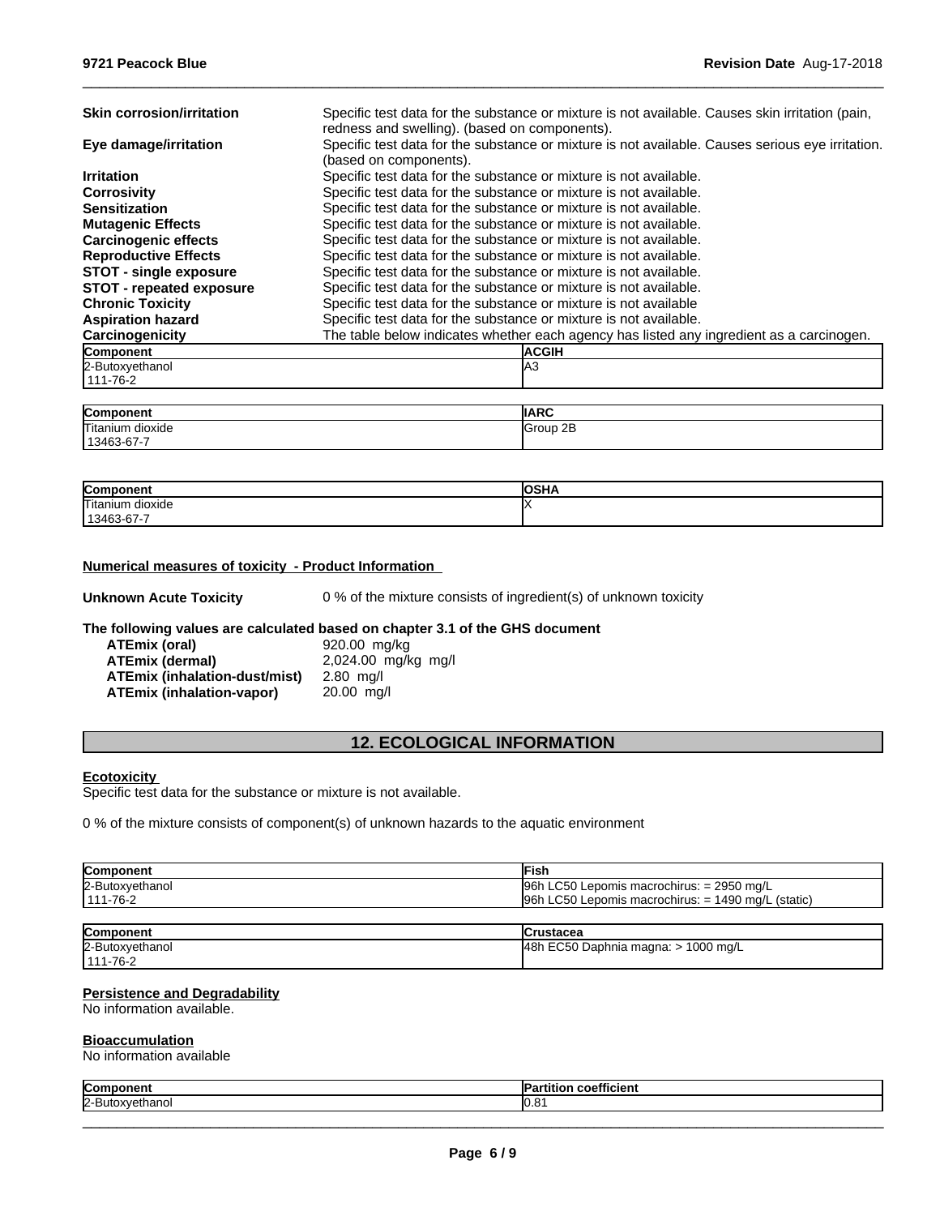| | |
|---|---|
| **Skin corrosion/irritation** | Specific test data for the substance or mixture is not available. Causes skin irritation (pain, redness and swelling). (based on components). |
| **Eye damage/irritation** | Specific test data for the substance or mixture is not available. Causes serious eye irritation. (based on components). |
| **Irritation** | Specific test data for the substance or mixture is not available. |
| **Corrosivity** | Specific test data for the substance or mixture is not available. |
| **Sensitization** | Specific test data for the substance or mixture is not available. |
| **Mutagenic Effects** | Specific test data for the substance or mixture is not available. |
| **Carcinogenic effects** | Specific test data for the substance or mixture is not available. |
| **Reproductive Effects** | Specific test data for the substance or mixture is not available. |
| **STOT - single exposure** | Specific test data for the substance or mixture is not available. |
| **STOT - repeated exposure** | Specific test data for the substance or mixture is not available. |
| **Chronic Toxicity** | Specific test data for the substance or mixture is not available |
| **Aspiration hazard** | Specific test data for the substance or mixture is not available. |
| **Carcinogenicity** | The table below indicates whether each agency has listed any ingredient as a carcinogen. |

| Component | ACGIH |
|---|---|
| 2-Butoxyethanol<br>111-76-2 | A3 |

| Component | IARC |
|---|---|
| Titanium dioxide<br>13463-67-7 | Group 2B |

| Component | OSHA |
|---|---|
| Titanium dioxide<br>13463-67-7 | X |

**Numerical measures of toxicity - Product Information**

**Unknown Acute Toxicity** 0 % of the mixture consists of ingredient(s) of unknown toxicity

**The following values are calculated based on chapter 3.1 of the GHS document**

| | |
|---|---|
| **ATEmix (oral)** | 920.00 mg/kg |
| **ATEmix (dermal)** | 2,024.00 mg/kg mg/l |
| **ATEmix (inhalation-dust/mist)** | 2.80 mg/l |
| **ATEmix (inhalation-vapor)** | 20.00 mg/l |

## 12. ECOLOGICAL INFORMATION

**Ecotoxicity**

Specific test data for the substance or mixture is not available.

0 % of the mixture consists of component(s) of unknown hazards to the aquatic environment

| Component | Fish |
|---|---|
| 2-Butoxyethanol<br>111-76-2 | 96h LC50 Lepomis macrochirus: = 2950 mg/L<br>96h LC50 Lepomis macrochirus: = 1490 mg/L (static) |

| Component | Crustacea |
|---|---|
| 2-Butoxyethanol<br>111-76-2 | 48h EC50 Daphnia magna: > 1000 mg/L |

**Persistence and Degradability**

No information available.

**Bioaccumulation**

No information available

| Component | Partition coefficient |
|---|---|
| 2-Butoxyethanol | 0.81 |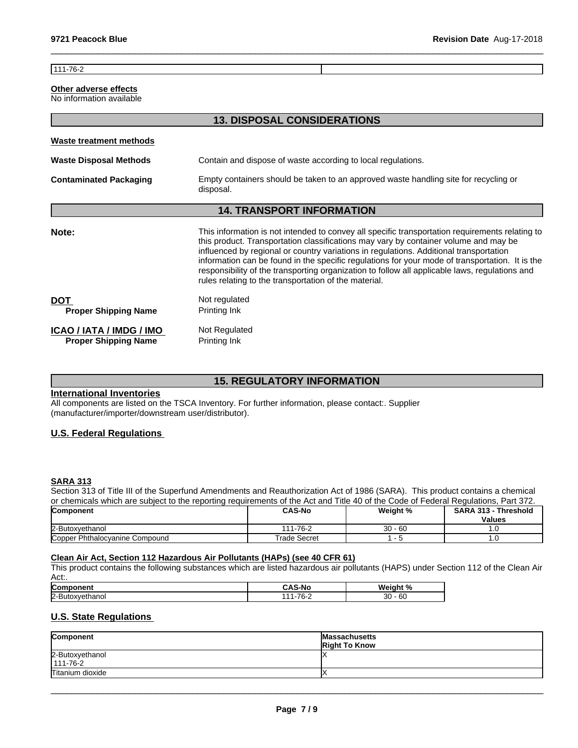| 111-76-2 | |
|---|---|

**Other adverse effects**
No information available

## 13. DISPOSAL CONSIDERATIONS

**Waste treatment methods**

**Waste Disposal Methods** Contain and dispose of waste according to local regulations.

**Contaminated Packaging** Empty containers should be taken to an approved waste handling site for recycling or disposal.

## 14. TRANSPORT INFORMATION

**Note:** This information is not intended to convey all specific transportation requirements relating to this product. Transportation classifications may vary by container volume and may be influenced by regional or country variations in regulations. Additional transportation information can be found in the specific regulations for your mode of transportation. It is the responsibility of the transporting organization to follow all applicable laws, regulations and rules relating to the transportation of the material.

**DOT** Not regulated
**Proper Shipping Name** Printing Ink

**ICAO / IATA / IMDG / IMO** Not Regulated
**Proper Shipping Name** Printing Ink

## 15. REGULATORY INFORMATION

**International Inventories**
All components are listed on the TSCA Inventory. For further information, please contact:. Supplier (manufacturer/importer/downstream user/distributor).

**U.S. Federal Regulations**

**SARA 313**
Section 313 of Title III of the Superfund Amendments and Reauthorization Act of 1986 (SARA). This product contains a chemical or chemicals which are subject to the reporting requirements of the Act and Title 40 of the Code of Federal Regulations, Part 372.

| Component | CAS-No | Weight % | SARA 313 - Threshold Values |
|---|---|---|---|
| 2-Butoxyethanol | 111-76-2 | 30 - 60 | 1.0 |
| Copper Phthalocyanine Compound | Trade Secret | 1 - 5 | 1.0 |

**Clean Air Act, Section 112 Hazardous Air Pollutants (HAPs) (see 40 CFR 61)**
This product contains the following substances which are listed hazardous air pollutants (HAPS) under Section 112 of the Clean Air Act:.

| Component | CAS-No | Weight % |
|---|---|---|
| 2-Butoxyethanol | 111-76-2 | 30 - 60 |

**U.S. State Regulations**

| Component | Massachusetts Right To Know |
|---|---|
| 2-Butoxyethanol 111-76-2 | X |
| Titanium dioxide | X |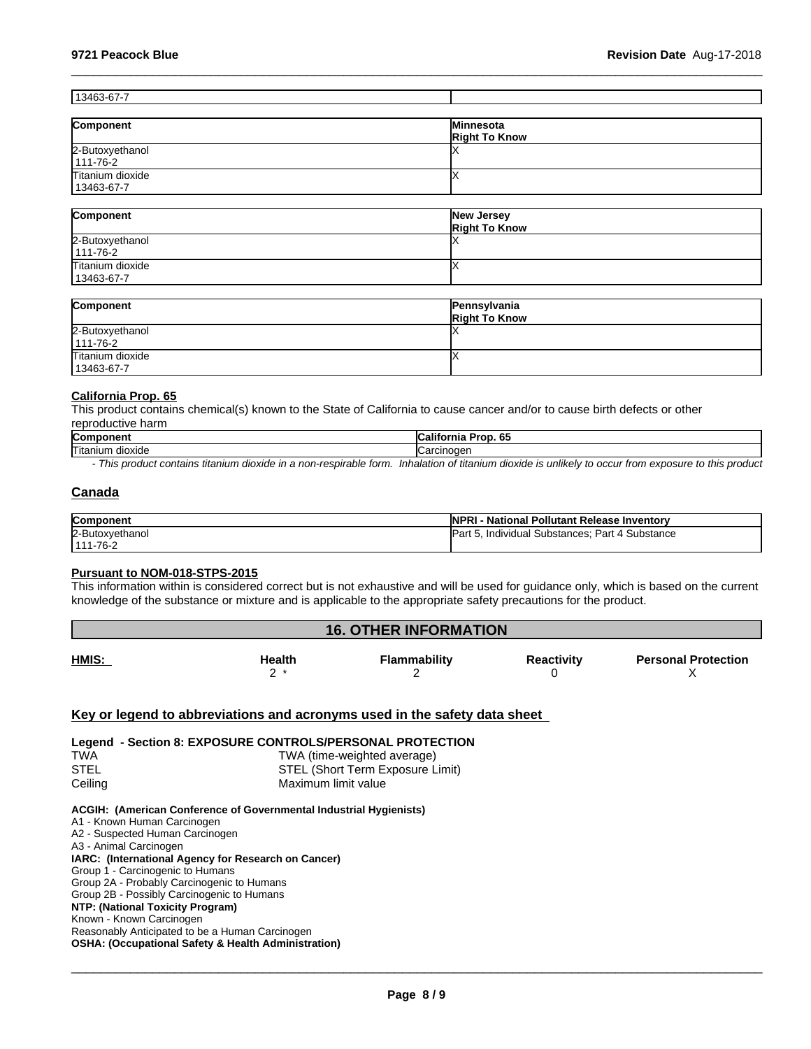| 13463-67-7 | |
|---|---|

| Component | Minnesota Right To Know |
|---|---|
| 2-Butoxyethanol 111-76-2 | X |
| Titanium dioxide 13463-67-7 | X |

| Component | New Jersey Right To Know |
|---|---|
| 2-Butoxyethanol 111-76-2 | X |
| Titanium dioxide 13463-67-7 | X |

| Component | Pennsylvania Right To Know |
|---|---|
| 2-Butoxyethanol 111-76-2 | X |
| Titanium dioxide 13463-67-7 | X |

**California Prop. 65**

This product contains chemical(s) known to the State of California to cause cancer and/or to cause birth defects or other reproductive harm

| Component | California Prop. 65 |
|---|---|
| Titanium dioxide | Carcinogen |

*- This product contains titanium dioxide in a non-respirable form. Inhalation of titanium dioxide is unlikely to occur from exposure to this product*

## Canada

| Component | NPRI - National Pollutant Release Inventory |
|---|---|
| 2-Butoxyethanol 111-76-2 | Part 5, Individual Substances; Part 4 Substance |

**Pursuant to NOM-018-STPS-2015**

This information within is considered correct but is not exhaustive and will be used for guidance only, which is based on the current knowledge of the substance or mixture and is applicable to the appropriate safety precautions for the product.

## 16. OTHER INFORMATION

| HMIS: | Health | Flammability | Reactivity | Personal Protection |
|---|---|---|---|---|
| | 2 * | 2 | 0 | X |

**Key or legend to abbreviations and acronyms used in the safety data sheet**

**Legend - Section 8: EXPOSURE CONTROLS/PERSONAL PROTECTION**

| | |
|---|---|
| TWA | TWA (time-weighted average) |
| STEL | STEL (Short Term Exposure Limit) |
| Ceiling | Maximum limit value |

**ACGIH: (American Conference of Governmental Industrial Hygienists)**
A1 - Known Human Carcinogen
A2 - Suspected Human Carcinogen
A3 - Animal Carcinogen
**IARC: (International Agency for Research on Cancer)**
Group 1 - Carcinogenic to Humans
Group 2A - Probably Carcinogenic to Humans
Group 2B - Possibly Carcinogenic to Humans
**NTP: (National Toxicity Program)**
Known - Known Carcinogen
Reasonably Anticipated to be a Human Carcinogen
**OSHA: (Occupational Safety & Health Administration)**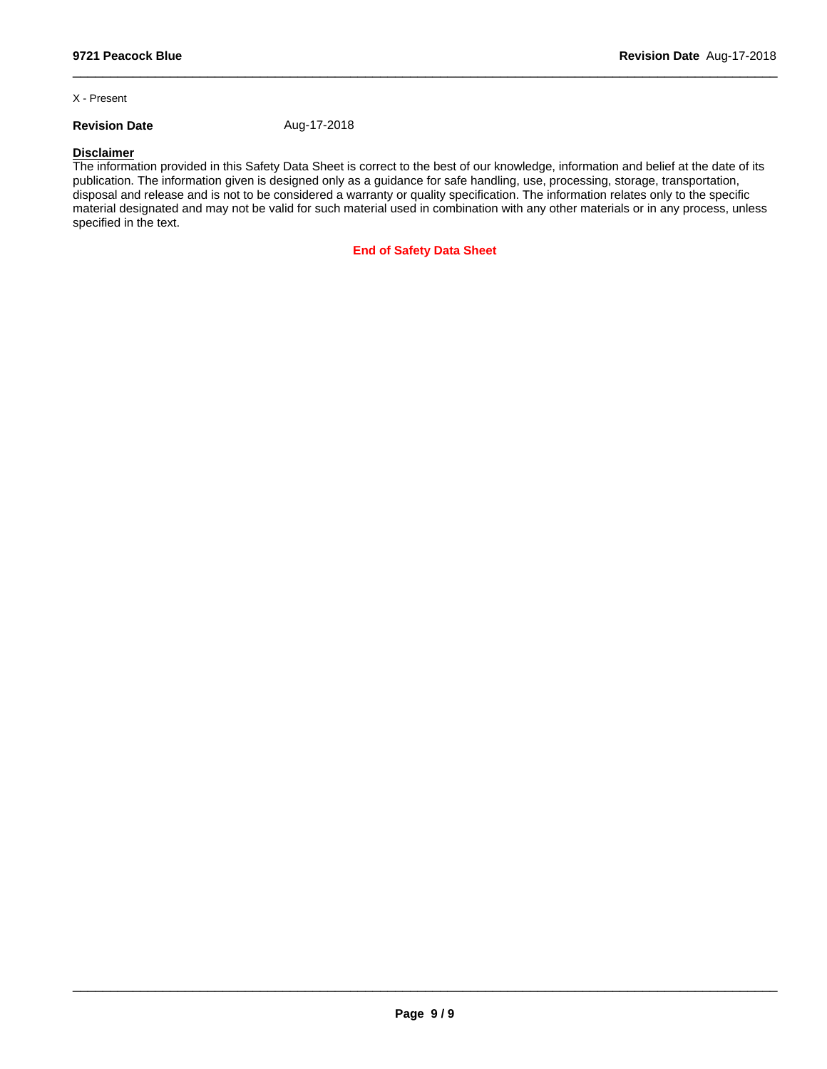X - Present

**Revision Date** Aug-17-2018

**Disclaimer**

The information provided in this Safety Data Sheet is correct to the best of our knowledge, information and belief at the date of its publication. The information given is designed only as a guidance for safe handling, use, processing, storage, transportation, disposal and release and is not to be considered a warranty or quality specification. The information relates only to the specific material designated and may not be valid for such material used in combination with any other materials or in any process, unless specified in the text.

**End of Safety Data Sheet**